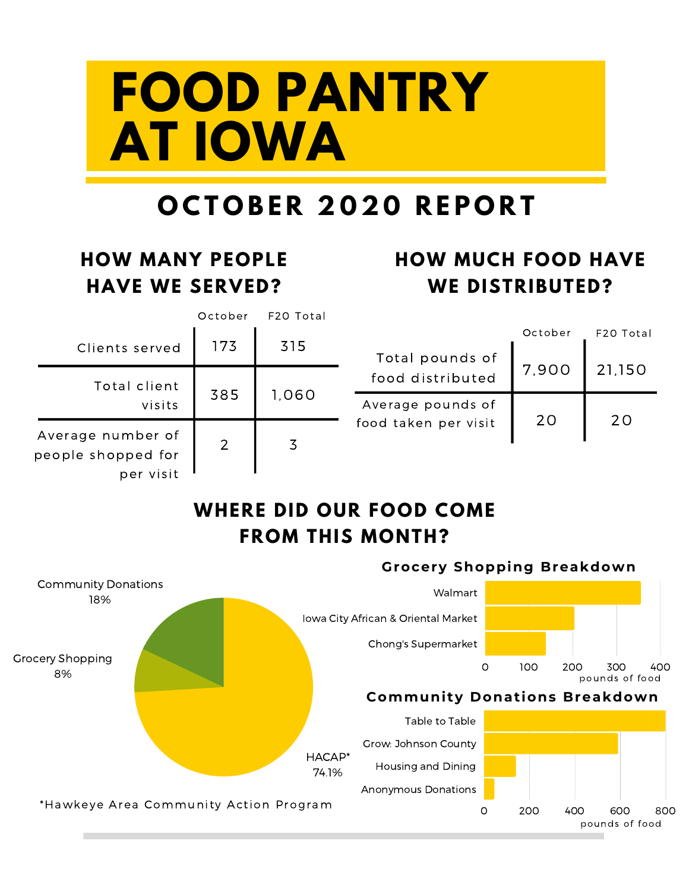# FOOD PANTRY AT IOWA

## OCTOBER 2020 REPORT

### HOW MANY PEOPLE HAVE WE SERVED?

| | October | F20 Total |
|---|---|---|
| Clients served | 173 | 315 |
| Total client visits | 385 | 1,060 |
| Average number of people shopped for per visit | 2 | 3 |

### HOW MUCH FOOD HAVE WE DISTRIBUTED?

| | October | F20 Total |
|---|---|---|
| Total pounds of food distributed | 7,900 | 21,150 |
| Average pounds of food taken per visit | 20 | 20 |

### WHERE DID OUR FOOD COME FROM THIS MONTH?

Community Donations 18%

Grocery Shopping 8%

HACAP* 74.1%

*Hawkeye Area Community Action Program

**Grocery Shopping Breakdown**

Walmart

Iowa City African & Oriental Market

Chong's Supermarket

0 100 200 300 400

pounds of food

**Community Donations Breakdown**

Table to Table

Grow: Johnson County

Housing and Dining

Anonymous Donations

0 200 400 600 800

pounds of food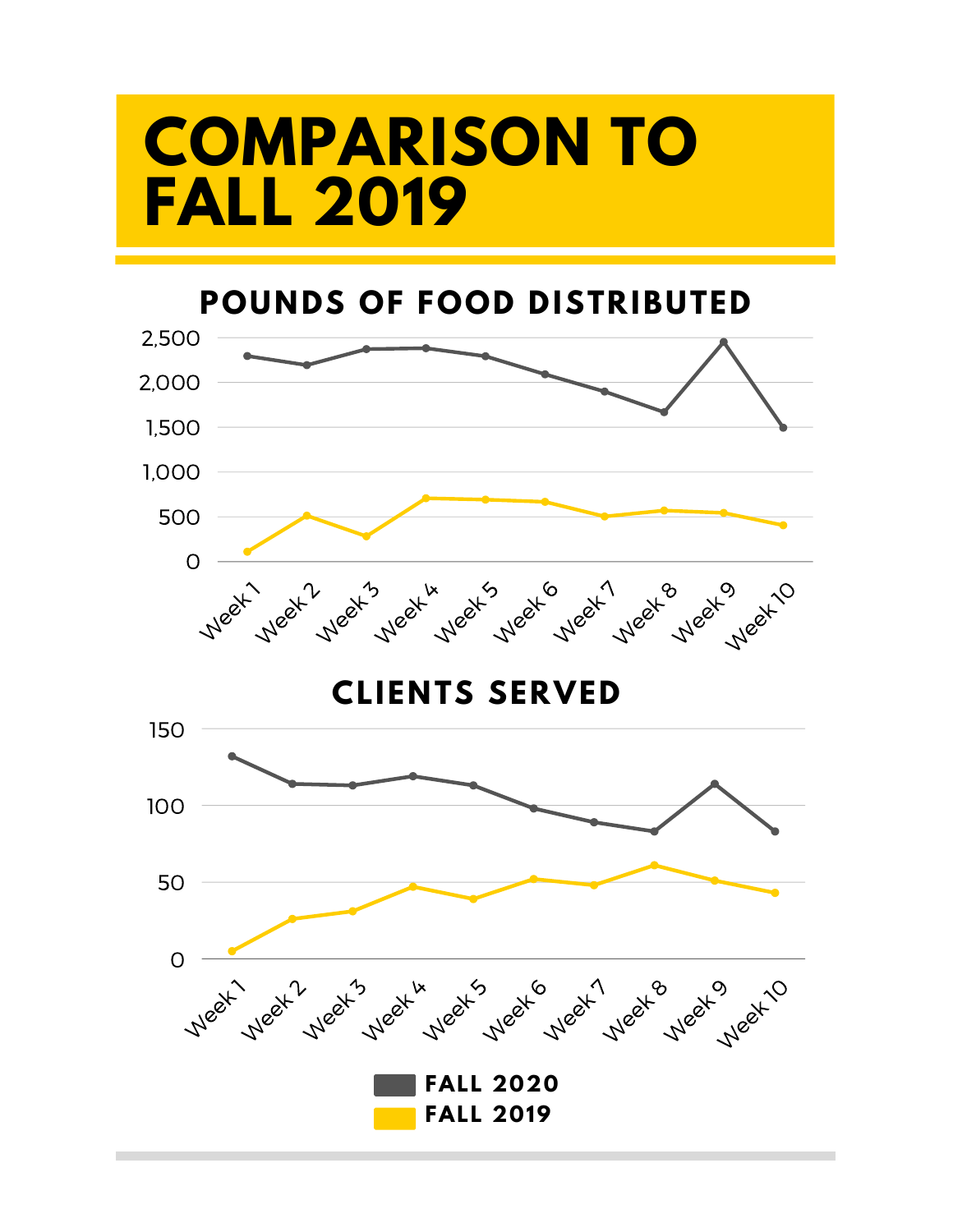# COMPARISON TO FALL 2019

## POUNDS OF FOOD DISTRIBUTED

2,500
2,000
1,500
1,000
500
0

Week 1 Week 2 Week 3 Week 4 Week 5 Week 6 Week 7 Week 8 Week 9 Week 10

## CLIENTS SERVED

150
100
50
0

Week 1 Week 2 Week 3 Week 4 Week 5 Week 6 Week 7 Week 8 Week 9 Week 10

**FALL 2020**
**FALL 2019**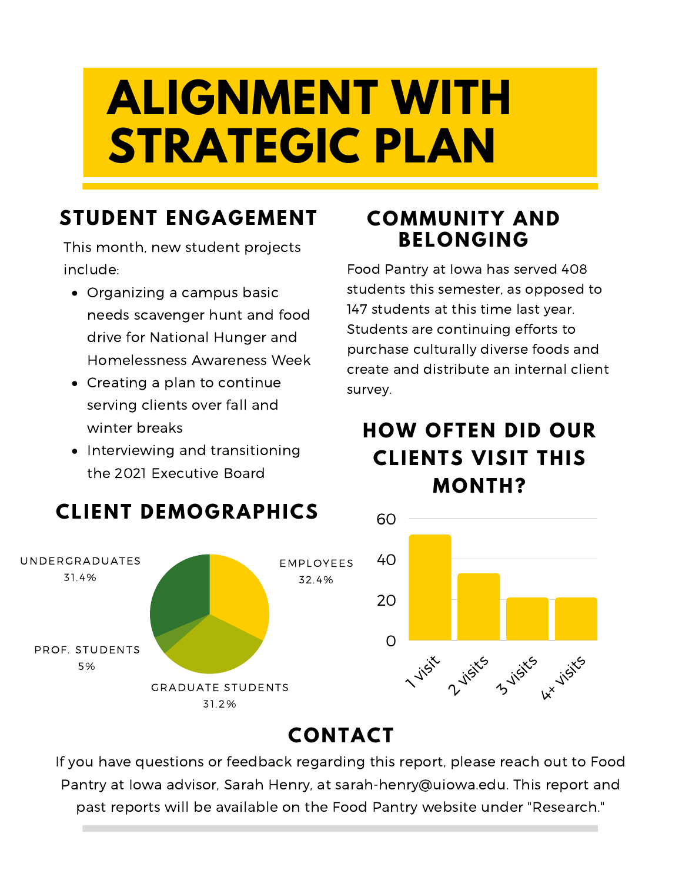# ALIGNMENT WITH STRATEGIC PLAN

## STUDENT ENGAGEMENT

This month, new student projects include:

- Organizing a campus basic needs scavenger hunt and food drive for National Hunger and Homelessness Awareness Week
- Creating a plan to continue serving clients over fall and winter breaks
- Interviewing and transitioning the 2021 Executive Board

## COMMUNITY AND BELONGING

Food Pantry at Iowa has served 408 students this semester, as opposed to 147 students at this time last year. Students are continuing efforts to purchase culturally diverse foods and create and distribute an internal client survey.

## CLIENT DEMOGRAPHICS

UNDERGRADUATES 31.4%

EMPLOYEES 32.4%

PROF. STUDENTS 5%

GRADUATE STUDENTS 31.2%

## HOW OFTEN DID OUR CLIENTS VISIT THIS MONTH?

60

40

20

0

1 visit

2 visits

3 visits

4+ visits

## CONTACT

If you have questions or feedback regarding this report, please reach out to Food Pantry at Iowa advisor, Sarah Henry, at sarah-henry@uiowa.edu. This report and past reports will be available on the Food Pantry website under "Research."